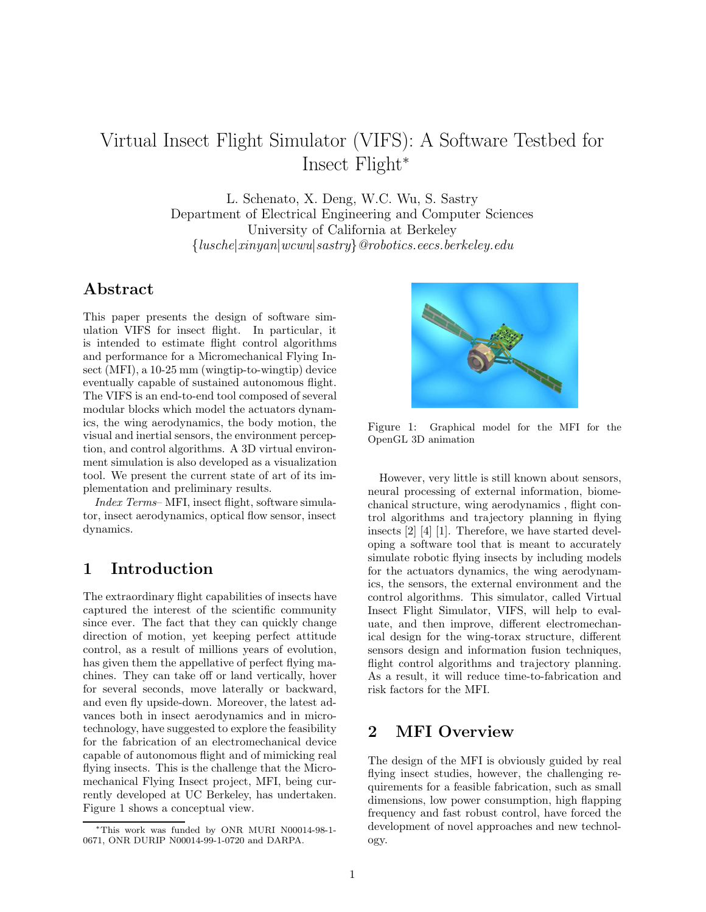# Virtual Insect Flight Simulator (VIFS): A Software Testbed for Insect Flight*

L. Schenato, X. Deng, W.C. Wu, S. Sastry
Department of Electrical Engineering and Computer Sciences
University of California at Berkeley
{*lusche*|*xinyan*|*wcwu*|*sastry*}*@robotics.eecs.berkeley.edu*

## Abstract

This paper presents the design of software simulation VIFS for insect flight. In particular, it is intended to estimate flight control algorithms and performance for a Micromechanical Flying Insect (MFI), a 10-25 mm (wingtip-to-wingtip) device eventually capable of sustained autonomous flight. The VIFS is an end-to-end tool composed of several modular blocks which model the actuators dynamics, the wing aerodynamics, the body motion, the visual and inertial sensors, the environment perception, and control algorithms. A 3D virtual environment simulation is also developed as a visualization tool. We present the current state of art of its implementation and preliminary results.

*Index Terms*– MFI, insect flight, software simulator, insect aerodynamics, optical flow sensor, insect dynamics.

## 1 Introduction

The extraordinary flight capabilities of insects have captured the interest of the scientific community since ever. The fact that they can quickly change direction of motion, yet keeping perfect attitude control, as a result of millions years of evolution, has given them the appellative of perfect flying machines. They can take off or land vertically, hover for several seconds, move laterally or backward, and even fly upside-down. Moreover, the latest advances both in insect aerodynamics and in microtechnology, have suggested to explore the feasibility for the fabrication of an electromechanical device capable of autonomous flight and of mimicking real flying insects. This is the challenge that the Micromechanical Flying Insect project, MFI, being currently developed at UC Berkeley, has undertaken. Figure 1 shows a conceptual view.

Figure 1: Graphical model for the MFI for the OpenGL 3D animation

However, very little is still known about sensors, neural processing of external information, biomechanical structure, wing aerodynamics , flight control algorithms and trajectory planning in flying insects [2] [4] [1]. Therefore, we have started developing a software tool that is meant to accurately simulate robotic flying insects by including models for the actuators dynamics, the wing aerodynamics, the sensors, the external environment and the control algorithms. This simulator, called Virtual Insect Flight Simulator, VIFS, will help to evaluate, and then improve, different electromechanical design for the wing-torax structure, different sensors design and information fusion techniques, flight control algorithms and trajectory planning. As a result, it will reduce time-to-fabrication and risk factors for the MFI.

## 2 MFI Overview

The design of the MFI is obviously guided by real flying insect studies, however, the challenging requirements for a feasible fabrication, such as small dimensions, low power consumption, high flapping frequency and fast robust control, have forced the development of novel approaches and new technology.

*This work was funded by ONR MURI N00014-98-1-0671, ONR DURIP N00014-99-1-0720 and DARPA.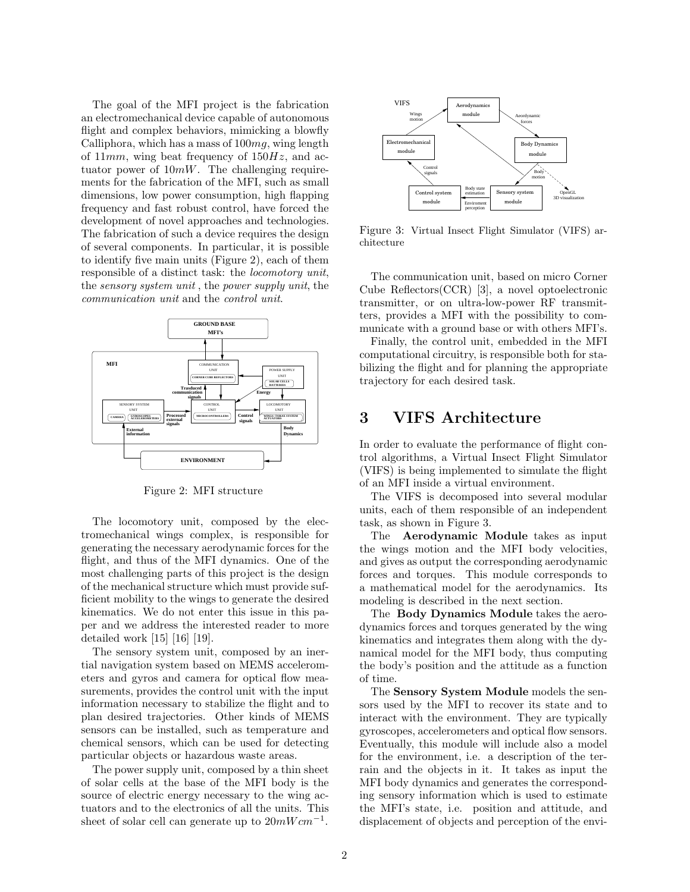The goal of the MFI project is the fabrication an electromechanical device capable of autonomous flight and complex behaviors, mimicking a blowfly Calliphora, which has a mass of $100mg$, wing length of $11mm$, wing beat frequency of $150Hz$, and actuator power of $10mW$. The challenging requirements for the fabrication of the MFI, such as small dimensions, low power consumption, high flapping frequency and fast robust control, have forced the development of novel approaches and technologies. The fabrication of such a device requires the design of several components. In particular, it is possible to identify five main units (Figure 2), each of them responsible of a distinct task: the *locomotory unit*, the *sensory system unit* , the *power supply unit*, the *communication unit* and the *control unit*.

GROUND BASE
MFI's
MFI
COMMUNICATION UNIT
CORNER CUBE REFLECTORS
POWER SUPPLY UNIT
SOLAR CELLS BATTERIES
Trasduced communication signals
Energy
SENSORY SYSTEM UNIT
CAMERA
GYROSCOPES ACCELEROMETERS
Processed external signals
CONTROL UNIT
MICROCONTROLLERS
Control signals
LOCOMOTORY UNIT
WINGS-THORAX SYSTEM ACTUATORS
External information
Body Dynamics
ENVIRONMENT

Figure 2: MFI structure

The locomotory unit, composed by the electromechanical wings complex, is responsible for generating the necessary aerodynamic forces for the flight, and thus of the MFI dynamics. One of the most challenging parts of this project is the design of the mechanical structure which must provide sufficient mobility to the wings to generate the desired kinematics. We do not enter this issue in this paper and we address the interested reader to more detailed work [15] [16] [19].

The sensory system unit, composed by an inertial navigation system based on MEMS accelerometers and gyros and camera for optical flow measurements, provides the control unit with the input information necessary to stabilize the flight and to plan desired trajectories. Other kinds of MEMS sensors can be installed, such as temperature and chemical sensors, which can be used for detecting particular objects or hazardous waste areas.

The power supply unit, composed by a thin sheet of solar cells at the base of the MFI body is the source of electric energy necessary to the wing actuators and to the electronics of all the units. This sheet of solar cell can generate up to $20mWcm^{-1}$.

VIFS
Aerodynamics module
Wings motion
Aerodynamic forces
Electromechanical module
Body Dynamics module
Control signals
Body motion
Control system module
Body state estimation
Enviroment perception
Sensory system module
OpenGL 3D visualization

Figure 3: Virtual Insect Flight Simulator (VIFS) architecture

The communication unit, based on micro Corner Cube Reflectors(CCR) [3], a novel optoelectronic transmitter, or on ultra-low-power RF transmitters, provides a MFI with the possibility to communicate with a ground base or with others MFI's.

Finally, the control unit, embedded in the MFI computational circuitry, is responsible both for stabilizing the flight and for planning the appropriate trajectory for each desired task.

# 3 VIFS Architecture

In order to evaluate the performance of flight control algorithms, a Virtual Insect Flight Simulator (VIFS) is being implemented to simulate the flight of an MFI inside a virtual environment.

The VIFS is decomposed into several modular units, each of them responsible of an independent task, as shown in Figure 3.

The **Aerodynamic Module** takes as input the wings motion and the MFI body velocities, and gives as output the corresponding aerodynamic forces and torques. This module corresponds to a mathematical model for the aerodynamics. Its modeling is described in the next section.

The **Body Dynamics Module** takes the aerodynamics forces and torques generated by the wing kinematics and integrates them along with the dynamical model for the MFI body, thus computing the body's position and the attitude as a function of time.

The **Sensory System Module** models the sensors used by the MFI to recover its state and to interact with the environment. They are typically gyroscopes, accelerometers and optical flow sensors. Eventually, this module will include also a model for the environment, i.e. a description of the terrain and the objects in it. It takes as input the MFI body dynamics and generates the corresponding sensory information which is used to estimate the MFI's state, i.e. position and attitude, and displacement of objects and perception of the envi-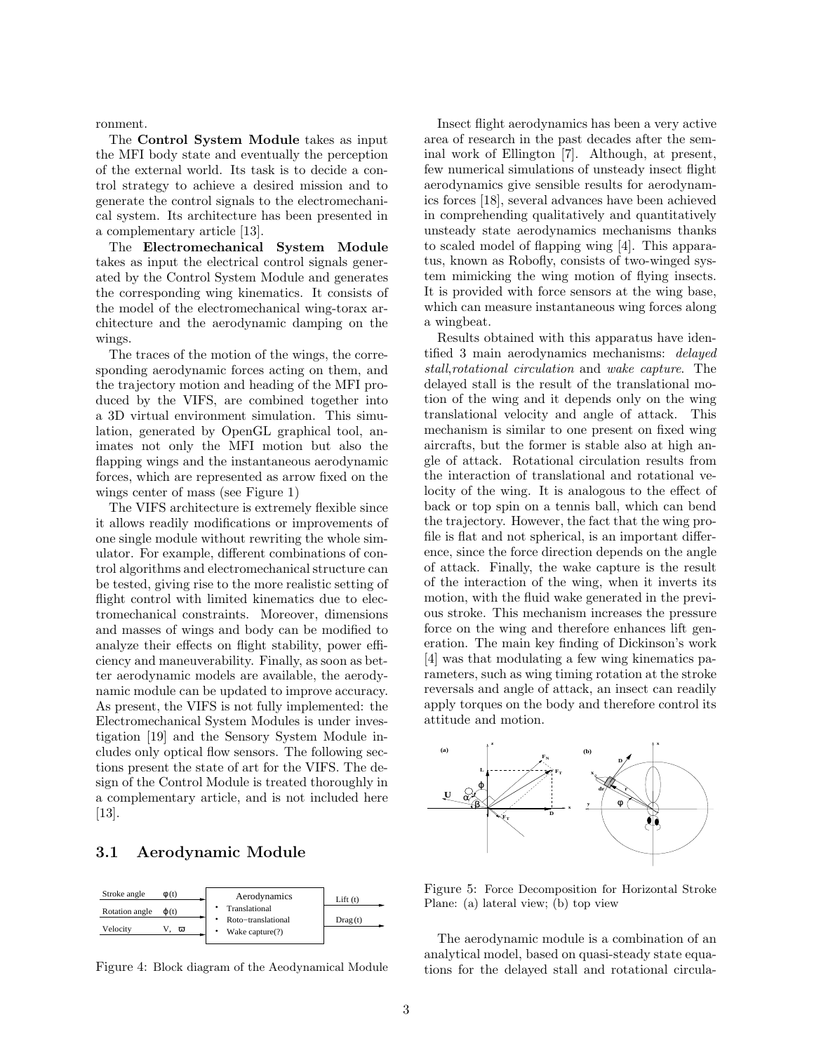ronment.

The **Control System Module** takes as input the MFI body state and eventually the perception of the external world. Its task is to decide a control strategy to achieve a desired mission and to generate the control signals to the electromechanical system. Its architecture has been presented in a complementary article [13].

The **Electromechanical System Module** takes as input the electrical control signals generated by the Control System Module and generates the corresponding wing kinematics. It consists of the model of the electromechanical wing-torax architecture and the aerodynamic damping on the wings.

The traces of the motion of the wings, the corresponding aerodynamic forces acting on them, and the trajectory motion and heading of the MFI produced by the VIFS, are combined together into a 3D virtual environment simulation. This simulation, generated by OpenGL graphical tool, animates not only the MFI motion but also the flapping wings and the instantaneous aerodynamic forces, which are represented as arrow fixed on the wings center of mass (see Figure 1)

The VIFS architecture is extremely flexible since it allows readily modifications or improvements of one single module without rewriting the whole simulator. For example, different combinations of control algorithms and electromechanical structure can be tested, giving rise to the more realistic setting of flight control with limited kinematics due to electromechanical constraints. Moreover, dimensions and masses of wings and body can be modified to analyze their effects on flight stability, power efficiency and maneuverability. Finally, as soon as better aerodynamic models are available, the aerodynamic module can be updated to improve accuracy. As present, the VIFS is not fully implemented: the Electromechanical System Modules is under investigation [19] and the Sensory System Module includes only optical flow sensors. The following sections present the state of art for the VIFS. The design of the Control Module is treated thoroughly in a complementary article, and is not included here [13].

## 3.1 Aerodynamic Module

| Input | | Aerodynamics | Output |
|---|---|---|---|
| Stroke angle | $\varphi(t)$ | • Translational | Lift (t) |
| Rotation angle | $\phi(t)$ | • Roto−translational | Drag(t) |
| Velocity | $V,\ \varpi$ | • Wake capture(?) | |

Figure 4: Block diagram of the Aeodynamical Module

Insect flight aerodynamics has been a very active area of research in the past decades after the seminal work of Ellington [7]. Although, at present, few numerical simulations of unsteady insect flight aerodynamics give sensible results for aerodynamics forces [18], several advances have been achieved in comprehending qualitatively and quantitatively unsteady state aerodynamics mechanisms thanks to scaled model of flapping wing [4]. This apparatus, known as Robofly, consists of two-winged system mimicking the wing motion of flying insects. It is provided with force sensors at the wing base, which can measure instantaneous wing forces along a wingbeat.

Results obtained with this apparatus have identified 3 main aerodynamics mechanisms: *delayed stall*,*rotational circulation* and *wake capture*. The delayed stall is the result of the translational motion of the wing and it depends only on the wing translational velocity and angle of attack. This mechanism is similar to one present on fixed wing aircrafts, but the former is stable also at high angle of attack. Rotational circulation results from the interaction of translational and rotational velocity of the wing. It is analogous to the effect of back or top spin on a tennis ball, which can bend the trajectory. However, the fact that the wing profile is flat and not spherical, is an important difference, since the force direction depends on the angle of attack. Finally, the wake capture is the result of the interaction of the wing, when it inverts its motion, with the fluid wake generated in the previous stroke. This mechanism increases the pressure force on the wing and therefore enhances lift generation. The main key finding of Dickinson's work [4] was that modulating a few wing kinematics parameters, such as wing timing rotation at the stroke reversals and angle of attack, an insect can readily apply torques on the body and therefore control its attitude and motion.

Figure 5: Force Decomposition for Horizontal Stroke Plane: (a) lateral view; (b) top view

The aerodynamic module is a combination of an analytical model, based on quasi-steady state equations for the delayed stall and rotational circula-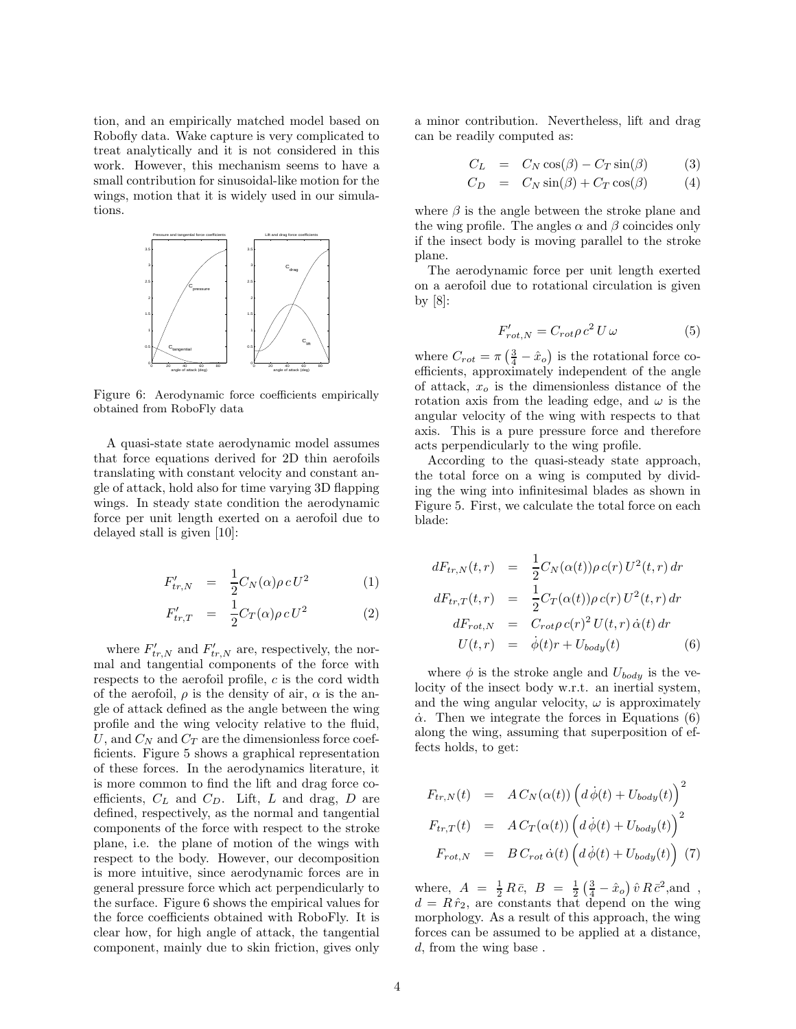tion, and an empirically matched model based on Robofly data. Wake capture is very complicated to treat analytically and it is not considered in this work. However, this mechanism seems to have a small contribution for sinusoidal-like motion for the wings, motion that it is widely used in our simulations.

Figure 6: Aerodynamic force coefficients empirically obtained from RoboFly data

A quasi-state state aerodynamic model assumes that force equations derived for 2D thin aerofoils translating with constant velocity and constant angle of attack, hold also for time varying 3D flapping wings. In steady state condition the aerodynamic force per unit length exerted on a aerofoil due to delayed stall is given [10]:

$$
\begin{aligned}
F'_{tr,N} &= \frac{1}{2} C_N(\alpha) \rho\, c\, U^2 & (1)\\
F'_{tr,T} &= \frac{1}{2} C_T(\alpha) \rho\, c\, U^2 & (2)
\end{aligned}
$$

where $F'_{tr,N}$ and $F'_{tr,N}$ are, respectively, the normal and tangential components of the force with respects to the aerofoil profile, $c$ is the cord width of the aerofoil, $\rho$ is the density of air, $\alpha$ is the angle of attack defined as the angle between the wing profile and the wing velocity relative to the fluid, $U$, and $C_N$ and $C_T$ are the dimensionless force coefficients. Figure 5 shows a graphical representation of these forces. In the aerodynamics literature, it is more common to find the lift and drag force coefficients, $C_L$ and $C_D$. Lift, $L$ and drag, $D$ are defined, respectively, as the normal and tangential components of the force with respect to the stroke plane, i.e. the plane of motion of the wings with respect to the body. However, our decomposition is more intuitive, since aerodynamic forces are in general pressure force which act perpendicularly to the surface. Figure 6 shows the empirical values for the force coefficients obtained with RoboFly. It is clear how, for high angle of attack, the tangential component, mainly due to skin friction, gives only a minor contribution. Nevertheless, lift and drag can be readily computed as:

$$
\begin{aligned}
C_L &= C_N \cos(\beta) - C_T \sin(\beta) & (3)\\
C_D &= C_N \sin(\beta) + C_T \cos(\beta) & (4)
\end{aligned}
$$

where $\beta$ is the angle between the stroke plane and the wing profile. The angles $\alpha$ and $\beta$ coincides only if the insect body is moving parallel to the stroke plane.

The aerodynamic force per unit length exerted on a aerofoil due to rotational circulation is given by [8]:

$$
F'_{rot,N} = C_{rot} \rho\, c^2\, U\, \omega \qquad (5)
$$

where $C_{rot} = \pi \left(\frac{3}{4} - \hat{x}_o\right)$ is the rotational force coefficients, approximately independent of the angle of attack, $x_o$ is the dimensionless distance of the rotation axis from the leading edge, and $\omega$ is the angular velocity of the wing with respects to that axis. This is a pure pressure force and therefore acts perpendicularly to the wing profile.

According to the quasi-steady state approach, the total force on a wing is computed by dividing the wing into infinitesimal blades as shown in Figure 5. First, we calculate the total force on each blade:

$$
\begin{aligned}
dF_{tr,N}(t,r) &= \frac{1}{2} C_N(\alpha(t)) \rho\, c(r)\, U^2(t,r)\, dr \\
dF_{tr,T}(t,r) &= \frac{1}{2} C_T(\alpha(t)) \rho\, c(r)\, U^2(t,r)\, dr \\
dF_{rot,N} &= C_{rot} \rho\, c(r)^2\, U(t,r)\, \dot{\alpha}(t)\, dr \\
U(t,r) &= \dot{\phi}(t) r + U_{body}(t) & (6)
\end{aligned}
$$

where $\phi$ is the stroke angle and $U_{body}$ is the velocity of the insect body w.r.t. an inertial system, and the wing angular velocity, $\omega$ is approximately $\dot{\alpha}$. Then we integrate the forces in Equations (6) along the wing, assuming that superposition of effects holds, to get:

$$
\begin{aligned}
F_{tr,N}(t) &= A\, C_N(\alpha(t)) \left(d\, \dot{\phi}(t) + U_{body}(t)\right)^2 \\
F_{tr,T}(t) &= A\, C_T(\alpha(t)) \left(d\, \dot{\phi}(t) + U_{body}(t)\right)^2 \\
F_{rot,N} &= B\, C_{rot}\, \dot{\alpha}(t) \left(d\, \dot{\phi}(t) + U_{body}(t)\right) & (7)
\end{aligned}
$$

where, $A = \frac{1}{2} R\, \bar{c}$, $B = \frac{1}{2} \left(\frac{3}{4} - \hat{x}_o\right) \hat{v}\, R\, \bar{c}^2$,and , $d = R\, \hat{r}_2$, are constants that depend on the wing morphology. As a result of this approach, the wing forces can be assumed to be applied at a distance, $d$, from the wing base .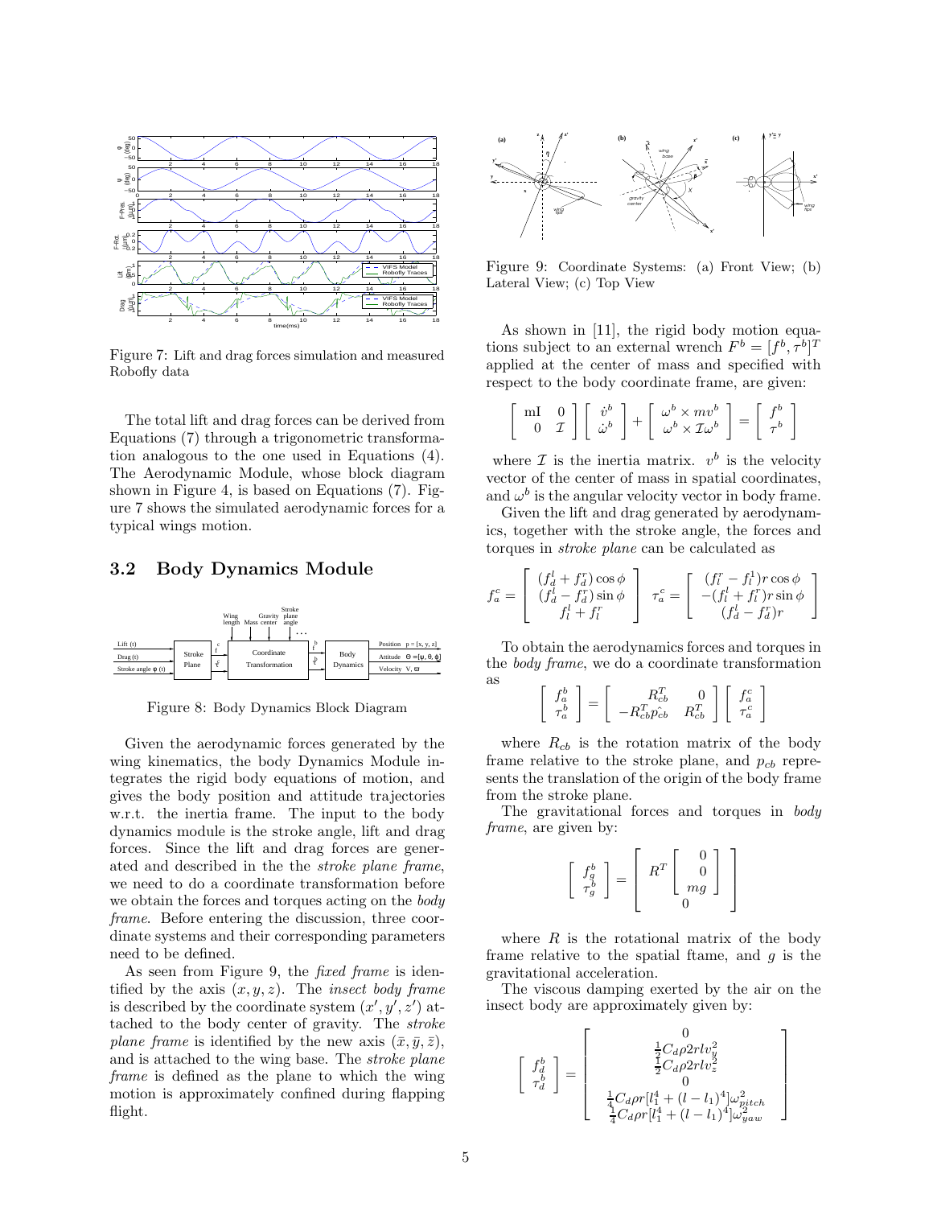Figure 7: Lift and drag forces simulation and measured Robofly data

The total lift and drag forces can be derived from Equations (7) through a trigonometric transformation analogous to the one used in Equations (4). The Aerodynamic Module, whose block diagram shown in Figure 4, is based on Equations (7). Figure 7 shows the simulated aerodynamic forces for a typical wings motion.

## 3.2 Body Dynamics Module

Figure 8: Body Dynamics Block Diagram

Given the aerodynamic forces generated by the wing kinematics, the body Dynamics Module integrates the rigid body equations of motion, and gives the body position and attitude trajectories w.r.t. the inertia frame. The input to the body dynamics module is the stroke angle, lift and drag forces. Since the lift and drag forces are generated and described in the the *stroke plane frame*, we need to do a coordinate transformation before we obtain the forces and torques acting on the *body frame*. Before entering the discussion, three coordinate systems and their corresponding parameters need to be defined.

As seen from Figure 9, the *fixed frame* is identified by the axis $(x, y, z)$. The *insect body frame* is described by the coordinate system $(x', y', z')$ attached to the body center of gravity. The *stroke plane frame* is identified by the new axis $(\bar{x}, \bar{y}, \bar{z})$, and is attached to the wing base. The *stroke plane frame* is defined as the plane to which the wing motion is approximately confined during flapping flight.

Figure 9: Coordinate Systems: (a) Front View; (b) Lateral View; (c) Top View

As shown in [11], the rigid body motion equations subject to an external wrench $F^b = [f^b, \tau^b]^T$ applied at the center of mass and specified with respect to the body coordinate frame, are given:

$$
\begin{bmatrix} mI & 0 \\ 0 & \mathcal{I} \end{bmatrix} \begin{bmatrix} \dot{v}^b \\ \dot{\omega}^b \end{bmatrix} + \begin{bmatrix} \omega^b \times mv^b \\ \omega^b \times \mathcal{I}\omega^b \end{bmatrix} = \begin{bmatrix} f^b \\ \tau^b \end{bmatrix}
$$

where $\mathcal{I}$ is the inertia matrix. $v^b$ is the velocity vector of the center of mass in spatial coordinates, and $\omega^b$ is the angular velocity vector in body frame.

Given the lift and drag generated by aerodynamics, together with the stroke angle, the forces and torques in *stroke plane* can be calculated as

$$
f_a^c = \begin{bmatrix} (f_d^l + f_d^r)\cos\phi \\ (f_d^l - f_d^r)\sin\phi \\ f_l^l + f_l^r \end{bmatrix} \quad \tau_a^c = \begin{bmatrix} (f_l^r - f_l^l) r \cos\phi \\ -(f_l^l + f_l^r) r \sin\phi \\ (f_d^l - f_d^r) r \end{bmatrix}
$$

To obtain the aerodynamics forces and torques in the *body frame*, we do a coordinate transformation as

$$
\begin{bmatrix} f_a^b \\ \tau_a^b \end{bmatrix} = \begin{bmatrix} R_{cb}^T & 0 \\ -R_{cb}^T \hat{p_{cb}} & R_{cb}^T \end{bmatrix} \begin{bmatrix} f_a^c \\ \tau_a^c \end{bmatrix}
$$

where $R_{cb}$ is the rotation matrix of the body frame relative to the stroke plane, and $p_{cb}$ represents the translation of the origin of the body frame from the stroke plane.

The gravitational forces and torques in *body frame*, are given by:

$$
\begin{bmatrix} f_g^b \\ \tau_g^b \end{bmatrix} = \begin{bmatrix} R^T \begin{bmatrix} 0 \\ 0 \\ mg \end{bmatrix} \\ 0 \end{bmatrix}
$$

where $R$ is the rotational matrix of the body frame relative to the spatial ftame, and $g$ is the gravitational acceleration.

The viscous damping exerted by the air on the insect body are approximately given by:

$$
\begin{bmatrix} f_d^b \\ \tau_d^b \end{bmatrix} = \begin{bmatrix} 0 \\ \frac{1}{2} C_d \rho 2 r l v_y^2 \\ \frac{1}{2} C_d \rho 2 r l v_z^2 \\ 0 \\ \frac{1}{4} C_d \rho r [l_1^4 + (l - l_1)^4] \omega_{pitch}^2 \\ \frac{1}{4} C_d \rho r [l_1^4 + (l - l_1)^4] \omega_{yaw}^2 \end{bmatrix}
$$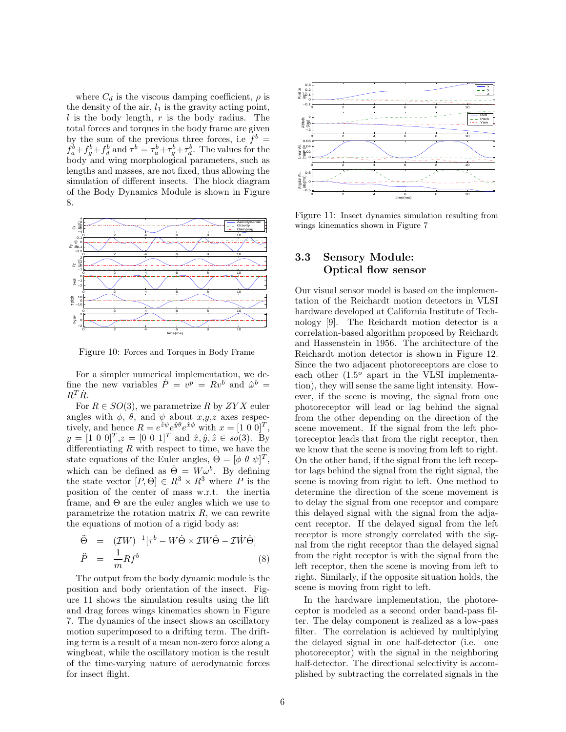where $C_d$ is the viscous damping coefficient, $\rho$ is the density of the air, $l_1$ is the gravity acting point, $l$ is the body length, $r$ is the body radius. The total forces and torques in the body frame are given by the sum of the previous three forces, i.e $f^b = f_a^b + f_g^b + f_d^b$ and $\tau^b = \tau_a^b + \tau_g^b + \tau_d^b$. The values for the body and wing morphological parameters, such as lengths and masses, are not fixed, thus allowing the simulation of different insects. The block diagram of the Body Dynamics Module is shown in Figure 8.

Figure 10: Forces and Torques in Body Frame

For a simpler numerical implementation, we define the new variables $\dot{P} = v^p = Rv^b$ and $\hat{\omega}^b = R^T \dot{R}$.

For $R \in SO(3)$, we parametrize $R$ by $ZYX$ euler angles with $\phi$, $\theta$, and $\psi$ about $x$,$y$,$z$ axes respectively, and hence $R = e^{\hat{z}\psi} e^{\hat{y}\theta} e^{\hat{x}\phi}$ with $x = [1\ 0\ 0]^T$, $y = [1\ 0\ 0]^T$, $z = [0\ 0\ 1]^T$ and $\hat{x}, \hat{y}, \hat{z} \in so(3)$. By differentiating $R$ with respect to time, we have the state equations of the Euler angles, $\Theta = [\phi\ \theta\ \psi]^T$, which can be defined as $\dot{\Theta} = W\omega^b$. By defining the state vector $[P, \Theta] \in R^3 \times R^3$ where $P$ is the position of the center of mass w.r.t. the inertia frame, and $\Theta$ are the euler angles which we use to parametrize the rotation matrix $R$, we can rewrite the equations of motion of a rigid body as:

$$
\begin{aligned}
\ddot{\Theta} &= (\mathcal{I}W)^{-1}[\tau^b - W\dot{\Theta} \times \mathcal{I}W\dot{\Theta} - \mathcal{I}\dot{W}\dot{\Theta}] \\
\ddot{P} &= \frac{1}{m} R f^b
\end{aligned} \tag{8}
$$

The output from the body dynamic module is the position and body orientation of the insect. Figure 11 shows the simulation results using the lift and drag forces wings kinematics shown in Figure 7. The dynamics of the insect shows an oscillatory motion superimposed to a drifting term. The drifting term is a result of a mean non-zero force along a wingbeat, while the oscillatory motion is the result of the time-varying nature of aerodynamic forces for insect flight.

Figure 11: Insect dynamics simulation resulting from wings kinematics shown in Figure 7

## 3.3 Sensory Module: Optical flow sensor

Our visual sensor model is based on the implementation of the Reichardt motion detectors in VLSI hardware developed at California Institute of Technology [9]. The Reichardt motion detector is a correlation-based algorithm proposed by Reichardt and Hassenstein in 1956. The architecture of the Reichardt motion detector is shown in Figure 12. Since the two adjacent photoreceptors are close to each other ($1.5^o$ apart in the VLSI implementation), they will sense the same light intensity. However, if the scene is moving, the signal from one photoreceptor will lead or lag behind the signal from the other depending on the direction of the scene movement. If the signal from the left photoreceptor leads that from the right receptor, then we know that the scene is moving from left to right. On the other hand, if the signal from the left receptor lags behind the signal from the right signal, the scene is moving from right to left. One method to determine the direction of the scene movement is to delay the signal from one receptor and compare this delayed signal with the signal from the adjacent receptor. If the delayed signal from the left receptor is more strongly correlated with the signal from the right receptor than the delayed signal from the right receptor is with the signal from the left receptor, then the scene is moving from left to right. Similarly, if the opposite situation holds, the scene is moving from right to left.

In the hardware implementation, the photoreceptor is modeled as a second order band-pass filter. The delay component is realized as a low-pass filter. The correlation is achieved by multiplying the delayed signal in one half-detector (i.e. one photoreceptor) with the signal in the neighboring half-detector. The directional selectivity is accomplished by subtracting the correlated signals in the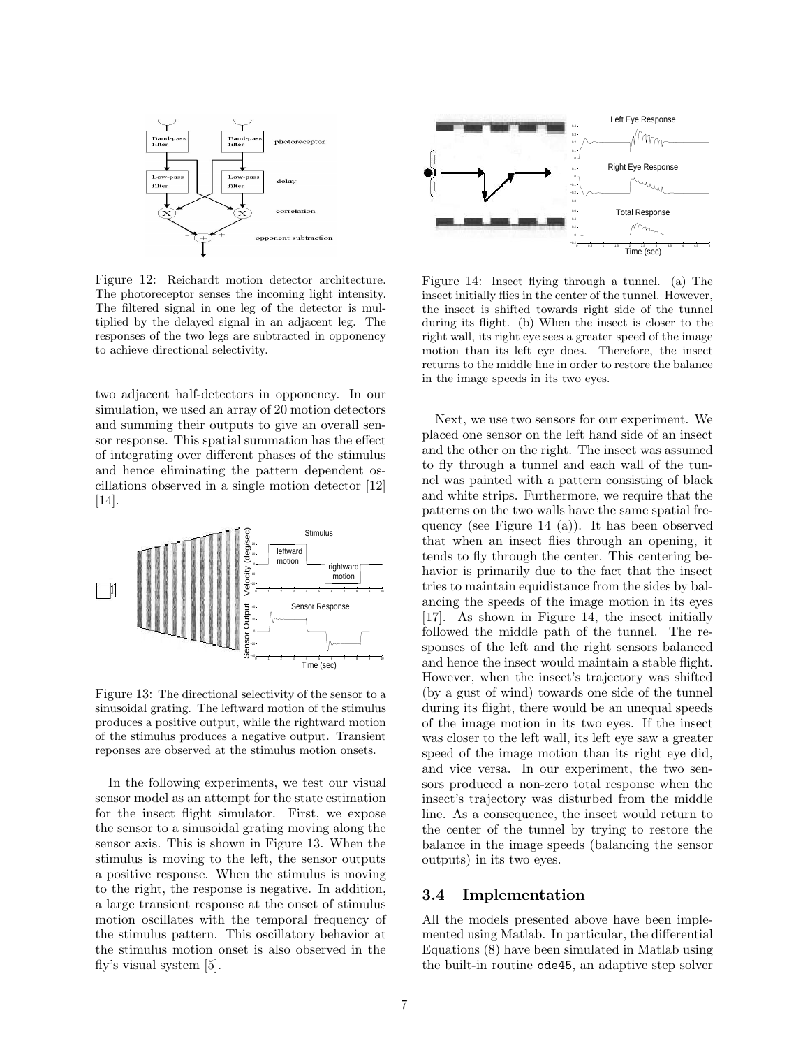Band-pass filter
Band-pass filter
photoreceptor
Low-pass filter
Low-pass filter
delay
correlation
opponent subtraction

Figure 12: Reichardt motion detector architecture. The photoreceptor senses the incoming light intensity. The filtered signal in one leg of the detector is multiplied by the delayed signal in an adjacent leg. The responses of the two legs are subtracted in opponency to achieve directional selectivity.

two adjacent half-detectors in opponency. In our simulation, we used an array of 20 motion detectors and summing their outputs to give an overall sensor response. This spatial summation has the effect of integrating over different phases of the stimulus and hence eliminating the pattern dependent oscillations observed in a single motion detector [12] [14].

Stimulus
Velocity (deg/sec)
leftward motion
rightward motion
Sensor Response
Sensor Output
Time (sec)

Figure 13: The directional selectivity of the sensor to a sinusoidal grating. The leftward motion of the stimulus produces a positive output, while the rightward motion of the stimulus produces a negative output. Transient reponses are observed at the stimulus motion onsets.

In the following experiments, we test our visual sensor model as an attempt for the state estimation for the insect flight simulator. First, we expose the sensor to a sinusoidal grating moving along the sensor axis. This is shown in Figure 13. When the stimulus is moving to the left, the sensor outputs a positive response. When the stimulus is moving to the right, the response is negative. In addition, a large transient response at the onset of stimulus motion oscillates with the temporal frequency of the stimulus pattern. This oscillatory behavior at the stimulus motion onset is also observed in the fly's visual system [5].

Left Eye Response
Right Eye Response
Total Response
Time (sec)

Figure 14: Insect flying through a tunnel. (a) The insect initially flies in the center of the tunnel. However, the insect is shifted towards right side of the tunnel during its flight. (b) When the insect is closer to the right wall, its right eye sees a greater speed of the image motion than its left eye does. Therefore, the insect returns to the middle line in order to restore the balance in the image speeds in its two eyes.

Next, we use two sensors for our experiment. We placed one sensor on the left hand side of an insect and the other on the right. The insect was assumed to fly through a tunnel and each wall of the tunnel was painted with a pattern consisting of black and white strips. Furthermore, we require that the patterns on the two walls have the same spatial frequency (see Figure 14 (a)). It has been observed that when an insect flies through an opening, it tends to fly through the center. This centering behavior is primarily due to the fact that the insect tries to maintain equidistance from the sides by balancing the speeds of the image motion in its eyes [17]. As shown in Figure 14, the insect initially followed the middle path of the tunnel. The responses of the left and the right sensors balanced and hence the insect would maintain a stable flight. However, when the insect's trajectory was shifted (by a gust of wind) towards one side of the tunnel during its flight, there would be an unequal speeds of the image motion in its two eyes. If the insect was closer to the left wall, its left eye saw a greater speed of the image motion than its right eye did, and vice versa. In our experiment, the two sensors produced a non-zero total response when the insect's trajectory was disturbed from the middle line. As a consequence, the insect would return to the center of the tunnel by trying to restore the balance in the image speeds (balancing the sensor outputs) in its two eyes.

### 3.4 Implementation

All the models presented above have been implemented using Matlab. In particular, the differential Equations (8) have been simulated in Matlab using the built-in routine `ode45`, an adaptive step solver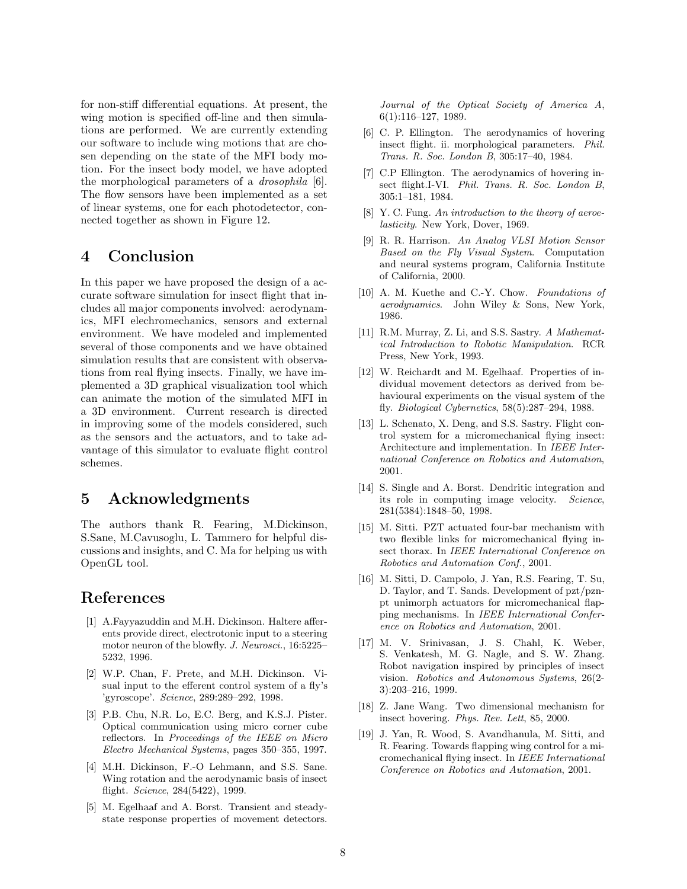for non-stiff differential equations. At present, the wing motion is specified off-line and then simulations are performed. We are currently extending our software to include wing motions that are chosen depending on the state of the MFI body motion. For the insect body model, we have adopted the morphological parameters of a *drosophila* [6]. The flow sensors have been implemented as a set of linear systems, one for each photodetector, connected together as shown in Figure 12.

## 4 Conclusion

In this paper we have proposed the design of a accurate software simulation for insect flight that includes all major components involved: aerodynamics, MFI elechromechanics, sensors and external environment. We have modeled and implemented several of those components and we have obtained simulation results that are consistent with observations from real flying insects. Finally, we have implemented a 3D graphical visualization tool which can animate the motion of the simulated MFI in a 3D environment. Current research is directed in improving some of the models considered, such as the sensors and the actuators, and to take advantage of this simulator to evaluate flight control schemes.

## 5 Acknowledgments

The authors thank R. Fearing, M.Dickinson, S.Sane, M.Cavusoglu, L. Tammero for helpful discussions and insights, and C. Ma for helping us with OpenGL tool.

## References

[1] A.Fayyazuddin and M.H. Dickinson. Haltere afferents provide direct, electrotonic input to a steering motor neuron of the blowfly. *J. Neurosci.*, 16:5225–5232, 1996.

[2] W.P. Chan, F. Prete, and M.H. Dickinson. Visual input to the efferent control system of a fly's 'gyroscope'. *Science*, 289:289–292, 1998.

[3] P.B. Chu, N.R. Lo, E.C. Berg, and K.S.J. Pister. Optical communication using micro corner cube reflectors. In *Proceedings of the IEEE on Micro Electro Mechanical Systems*, pages 350–355, 1997.

[4] M.H. Dickinson, F.-O Lehmann, and S.S. Sane. Wing rotation and the aerodynamic basis of insect flight. *Science*, 284(5422), 1999.

[5] M. Egelhaaf and A. Borst. Transient and steady-state response properties of movement detectors. *Journal of the Optical Society of America A*, 6(1):116–127, 1989.

[6] C. P. Ellington. The aerodynamics of hovering insect flight. ii. morphological parameters. *Phil. Trans. R. Soc. London B*, 305:17–40, 1984.

[7] C.P Ellington. The aerodynamics of hovering insect flight.I-VI. *Phil. Trans. R. Soc. London B*, 305:1–181, 1984.

[8] Y. C. Fung. *An introduction to the theory of aeroelasticity*. New York, Dover, 1969.

[9] R. R. Harrison. *An Analog VLSI Motion Sensor Based on the Fly Visual System*. Computation and neural systems program, California Institute of California, 2000.

[10] A. M. Kuethe and C.-Y. Chow. *Foundations of aerodynamics*. John Wiley & Sons, New York, 1986.

[11] R.M. Murray, Z. Li, and S.S. Sastry. *A Mathematical Introduction to Robotic Manipulation*. RCR Press, New York, 1993.

[12] W. Reichardt and M. Egelhaaf. Properties of individual movement detectors as derived from behavioural experiments on the visual system of the fly. *Biological Cybernetics*, 58(5):287–294, 1988.

[13] L. Schenato, X. Deng, and S.S. Sastry. Flight control system for a micromechanical flying insect: Architecture and implementation. In *IEEE International Conference on Robotics and Automation*, 2001.

[14] S. Single and A. Borst. Dendritic integration and its role in computing image velocity. *Science*, 281(5384):1848–50, 1998.

[15] M. Sitti. PZT actuated four-bar mechanism with two flexible links for micromechanical flying insect thorax. In *IEEE International Conference on Robotics and Automation Conf.*, 2001.

[16] M. Sitti, D. Campolo, J. Yan, R.S. Fearing, T. Su, D. Taylor, and T. Sands. Development of pzt/pznpt unimorph actuators for micromechanical flapping mechanisms. In *IEEE International Conference on Robotics and Automation*, 2001.

[17] M. V. Srinivasan, J. S. Chahl, K. Weber, S. Venkatesh, M. G. Nagle, and S. W. Zhang. Robot navigation inspired by principles of insect vision. *Robotics and Autonomous Systems*, 26(2-3):203–216, 1999.

[18] Z. Jane Wang. Two dimensional mechanism for insect hovering. *Phys. Rev. Lett*, 85, 2000.

[19] J. Yan, R. Wood, S. Avandhanula, M. Sitti, and R. Fearing. Towards flapping wing control for a micromechanical flying insect. In *IEEE International Conference on Robotics and Automation*, 2001.